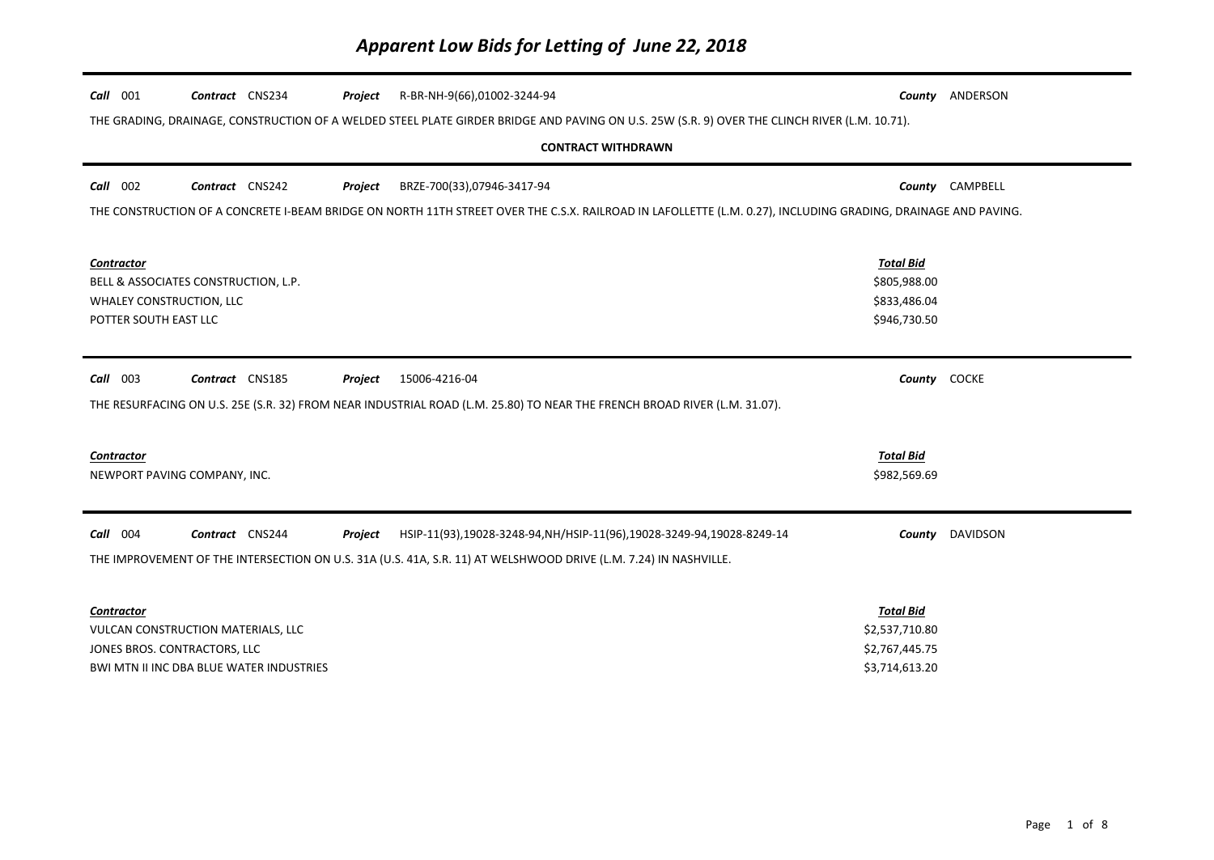# Apparent Low Bids for Letting of June 22, 2018

**Call** 001 **Contract** CNS234 **Project** R-BR-NH-9(66),01002-3244-94 **County** ANDERSON

THE GRADING, DRAINAGE, CONSTRUCTION OF A WELDED STEEL PLATE GIRDER BRIDGE AND PAVING ON U.S. 25W (S.R. 9) OVER THE CLINCH RIVER (L.M. 10.71).

**CONTRACT WITHDRAWN**

---

**Call** 002 **Contract** CNS242 **Project** BRZE-700(33),07946-3417-94 **County** CAMPBELL

THE CONSTRUCTION OF A CONCRETE I-BEAM BRIDGE ON NORTH 11TH STREET OVER THE C.S.X. RAILROAD IN LAFOLLETTE (L.M. 0.27), INCLUDING GRADING, DRAINAGE AND PAVING.

| Contractor | Total Bid |
|---|---|
| BELL & ASSOCIATES CONSTRUCTION, L.P. | $805,988.00 |
| WHALEY CONSTRUCTION, LLC | $833,486.04 |
| POTTER SOUTH EAST LLC | $946,730.50 |

---

**Call** 003 **Contract** CNS185 **Project** 15006-4216-04 **County** COCKE

THE RESURFACING ON U.S. 25E (S.R. 32) FROM NEAR INDUSTRIAL ROAD (L.M. 25.80) TO NEAR THE FRENCH BROAD RIVER (L.M. 31.07).

| Contractor | Total Bid |
|---|---|
| NEWPORT PAVING COMPANY, INC. | $982,569.69 |

---

**Call** 004 **Contract** CNS244 **Project** HSIP-11(93),19028-3248-94,NH/HSIP-11(96),19028-3249-94,19028-8249-14 **County** DAVIDSON

THE IMPROVEMENT OF THE INTERSECTION ON U.S. 31A (U.S. 41A, S.R. 11) AT WELSHWOOD DRIVE (L.M. 7.24) IN NASHVILLE.

| Contractor | Total Bid |
|---|---|
| VULCAN CONSTRUCTION MATERIALS, LLC | $2,537,710.80 |
| JONES BROS. CONTRACTORS, LLC | $2,767,445.75 |
| BWI MTN II INC DBA BLUE WATER INDUSTRIES | $3,714,613.20 |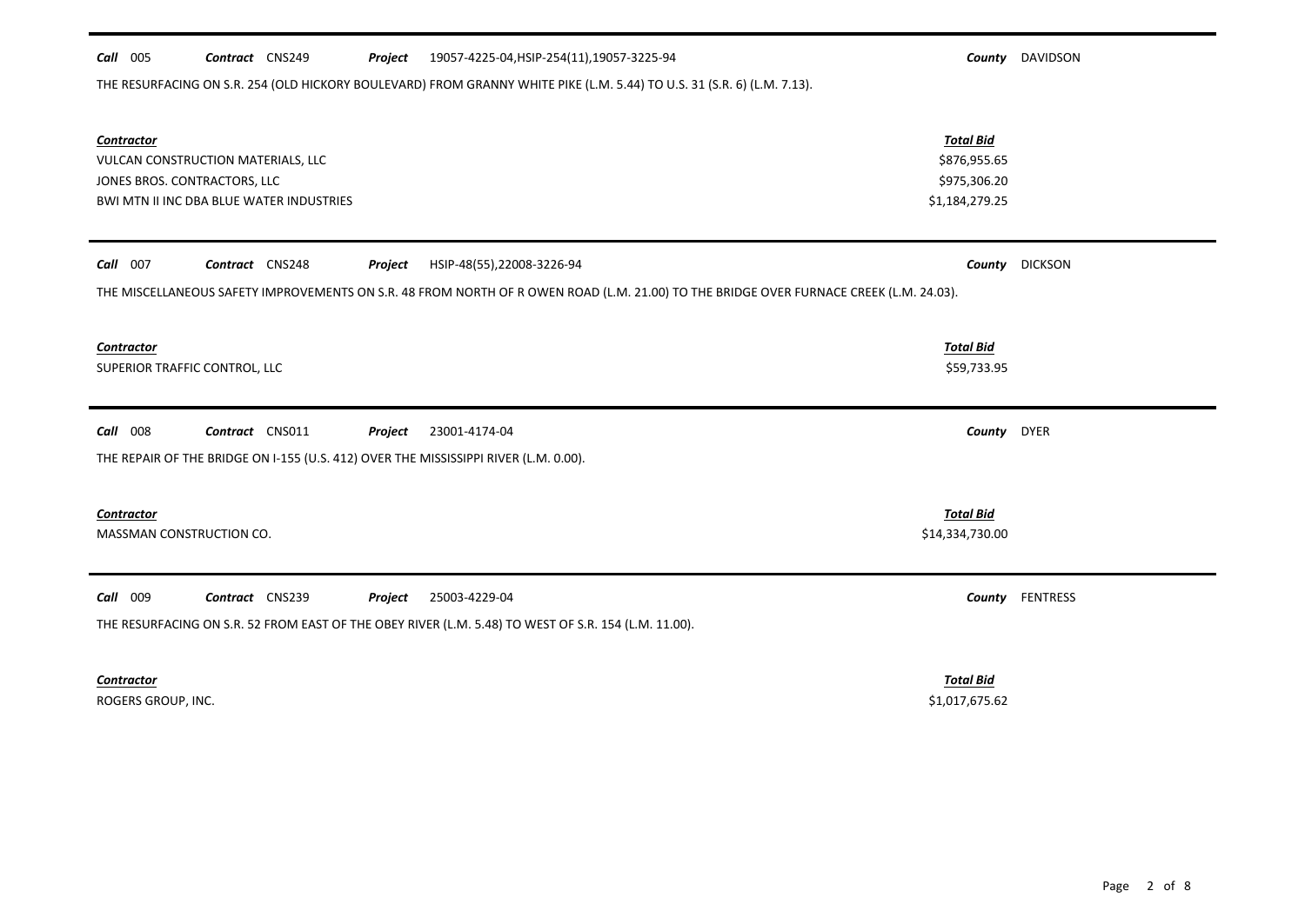**Call** 005 **Contract** CNS249 **Project** 19057-4225-04,HSIP-254(11),19057-3225-94 **County** DAVIDSON

THE RESURFACING ON S.R. 254 (OLD HICKORY BOULEVARD) FROM GRANNY WHITE PIKE (L.M. 5.44) TO U.S. 31 (S.R. 6) (L.M. 7.13).

| Contractor | Total Bid |
|---|---|
| VULCAN CONSTRUCTION MATERIALS, LLC | $876,955.65 |
| JONES BROS. CONTRACTORS, LLC | $975,306.20 |
| BWI MTN II INC DBA BLUE WATER INDUSTRIES | $1,184,279.25 |

---

**Call** 007 **Contract** CNS248 **Project** HSIP-48(55),22008-3226-94 **County** DICKSON

THE MISCELLANEOUS SAFETY IMPROVEMENTS ON S.R. 48 FROM NORTH OF R OWEN ROAD (L.M. 21.00) TO THE BRIDGE OVER FURNACE CREEK (L.M. 24.03).

| Contractor | Total Bid |
|---|---|
| SUPERIOR TRAFFIC CONTROL, LLC | $59,733.95 |

---

**Call** 008 **Contract** CNS011 **Project** 23001-4174-04 **County** DYER

THE REPAIR OF THE BRIDGE ON I-155 (U.S. 412) OVER THE MISSISSIPPI RIVER (L.M. 0.00).

| Contractor | Total Bid |
|---|---|
| MASSMAN CONSTRUCTION CO. | $14,334,730.00 |

---

**Call** 009 **Contract** CNS239 **Project** 25003-4229-04 **County** FENTRESS

THE RESURFACING ON S.R. 52 FROM EAST OF THE OBEY RIVER (L.M. 5.48) TO WEST OF S.R. 154 (L.M. 11.00).

| Contractor | Total Bid |
|---|---|
| ROGERS GROUP, INC. | $1,017,675.62 |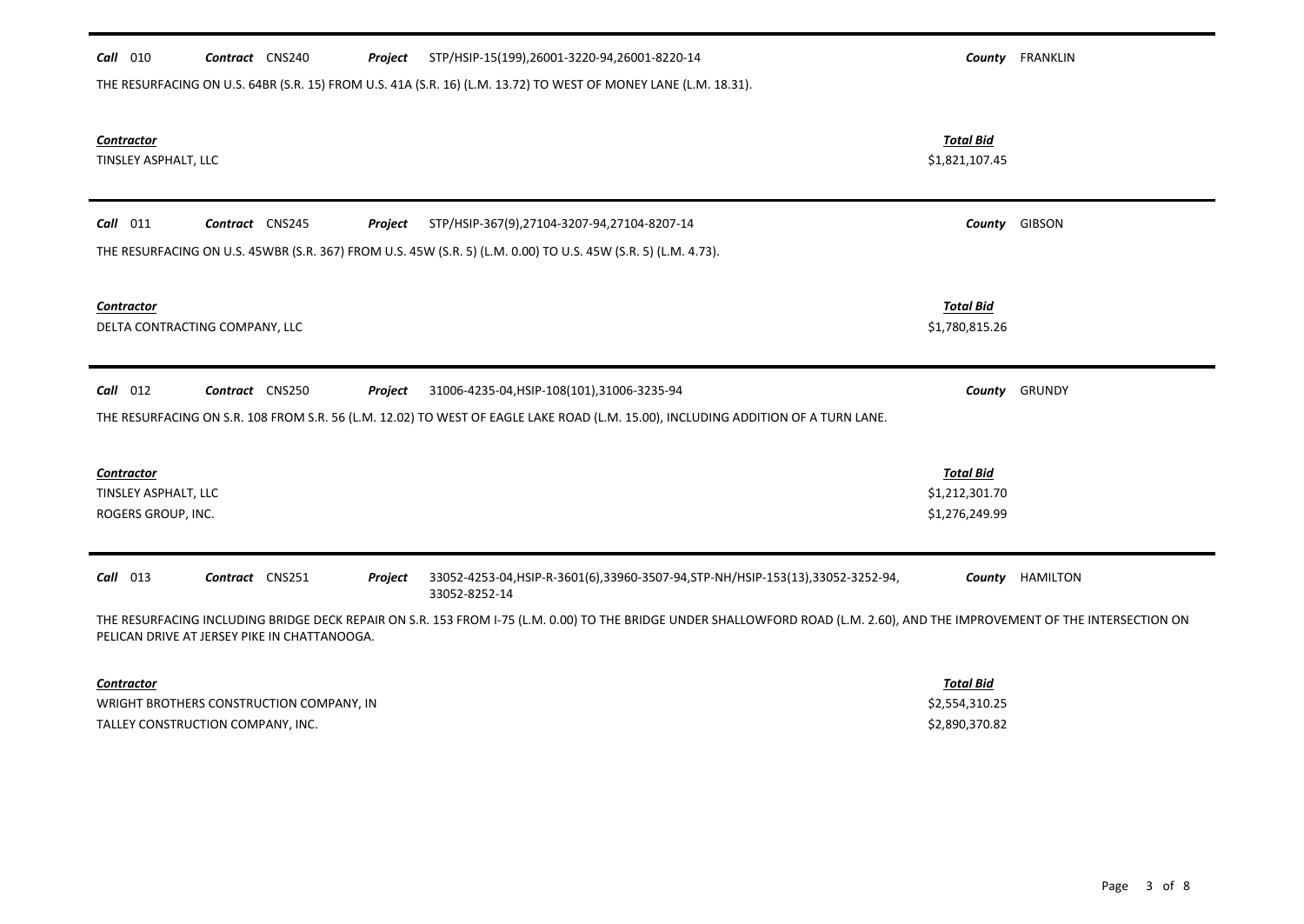**Call** 010 **Contract** CNS240 **Project** STP/HSIP-15(199),26001-3220-94,26001-8220-14 **County** FRANKLIN

THE RESURFACING ON U.S. 64BR (S.R. 15) FROM U.S. 41A (S.R. 16) (L.M. 13.72) TO WEST OF MONEY LANE (L.M. 18.31).

| Contractor | Total Bid |
|---|---|
| TINSLEY ASPHALT, LLC | $1,821,107.45 |

---

**Call** 011 **Contract** CNS245 **Project** STP/HSIP-367(9),27104-3207-94,27104-8207-14 **County** GIBSON

THE RESURFACING ON U.S. 45WBR (S.R. 367) FROM U.S. 45W (S.R. 5) (L.M. 0.00) TO U.S. 45W (S.R. 5) (L.M. 4.73).

| Contractor | Total Bid |
|---|---|
| DELTA CONTRACTING COMPANY, LLC | $1,780,815.26 |

---

**Call** 012 **Contract** CNS250 **Project** 31006-4235-04,HSIP-108(101),31006-3235-94 **County** GRUNDY

THE RESURFACING ON S.R. 108 FROM S.R. 56 (L.M. 12.02) TO WEST OF EAGLE LAKE ROAD (L.M. 15.00), INCLUDING ADDITION OF A TURN LANE.

| Contractor | Total Bid |
|---|---|
| TINSLEY ASPHALT, LLC | $1,212,301.70 |
| ROGERS GROUP, INC. | $1,276,249.99 |

---

**Call** 013 **Contract** CNS251 **Project** 33052-4253-04,HSIP-R-3601(6),33960-3507-94,STP-NH/HSIP-153(13),33052-3252-94, 33052-8252-14 **County** HAMILTON

THE RESURFACING INCLUDING BRIDGE DECK REPAIR ON S.R. 153 FROM I-75 (L.M. 0.00) TO THE BRIDGE UNDER SHALLOWFORD ROAD (L.M. 2.60), AND THE IMPROVEMENT OF THE INTERSECTION ON PELICAN DRIVE AT JERSEY PIKE IN CHATTANOOGA.

| Contractor | Total Bid |
|---|---|
| WRIGHT BROTHERS CONSTRUCTION COMPANY, IN | $2,554,310.25 |
| TALLEY CONSTRUCTION COMPANY, INC. | $2,890,370.82 |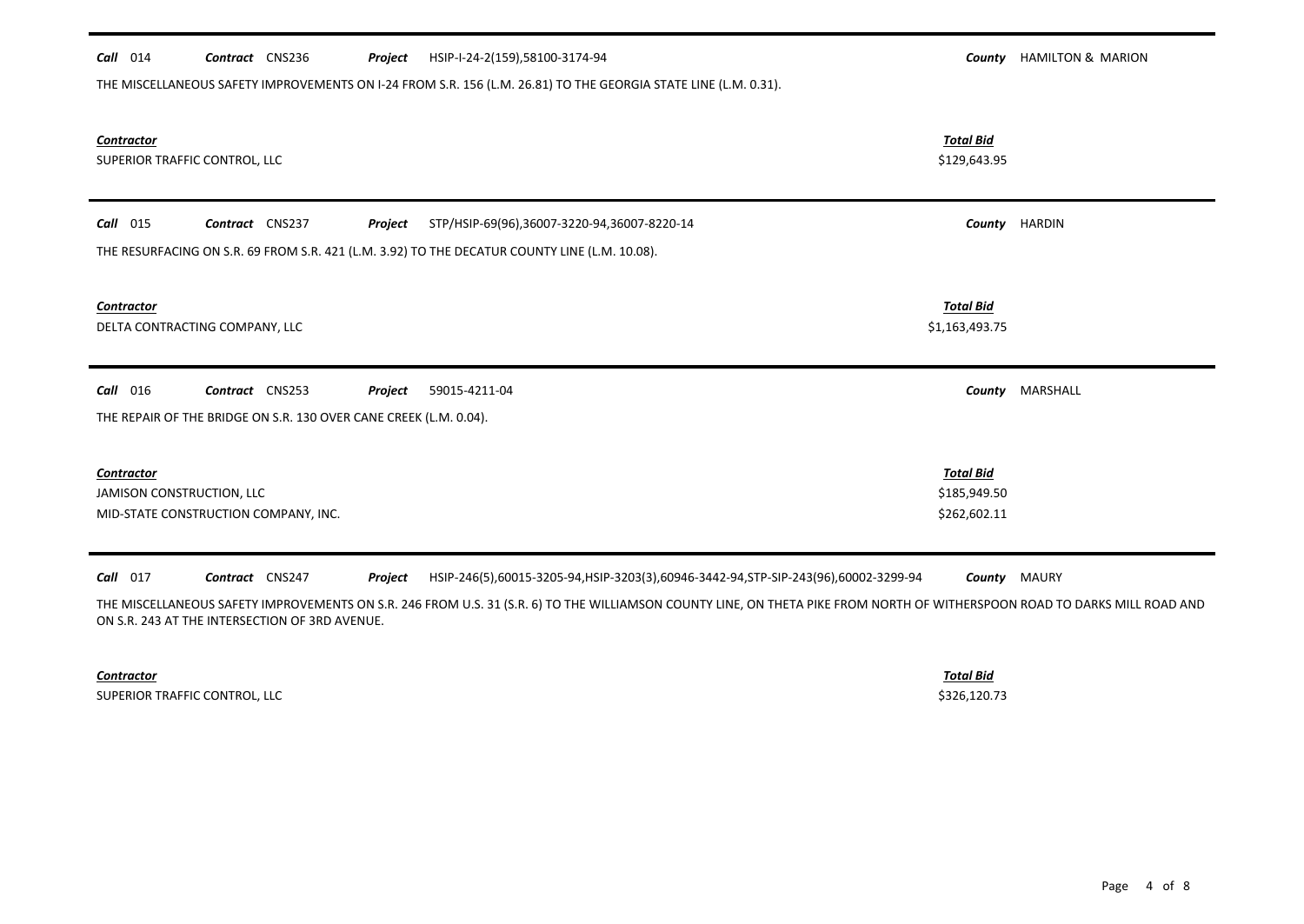**Call** 014 **Contract** CNS236 **Project** HSIP-I-24-2(159),58100-3174-94 **County** HAMILTON & MARION

THE MISCELLANEOUS SAFETY IMPROVEMENTS ON I-24 FROM S.R. 156 (L.M. 26.81) TO THE GEORGIA STATE LINE (L.M. 0.31).

| *Contractor* | *Total Bid* |
|---|---|
| SUPERIOR TRAFFIC CONTROL, LLC | \$129,643.95 |

---

**Call** 015 **Contract** CNS237 **Project** STP/HSIP-69(96),36007-3220-94,36007-8220-14 **County** HARDIN

THE RESURFACING ON S.R. 69 FROM S.R. 421 (L.M. 3.92) TO THE DECATUR COUNTY LINE (L.M. 10.08).

| *Contractor* | *Total Bid* |
|---|---|
| DELTA CONTRACTING COMPANY, LLC | \$1,163,493.75 |

---

**Call** 016 **Contract** CNS253 **Project** 59015-4211-04 **County** MARSHALL

THE REPAIR OF THE BRIDGE ON S.R. 130 OVER CANE CREEK (L.M. 0.04).

| *Contractor* | *Total Bid* |
|---|---|
| JAMISON CONSTRUCTION, LLC | \$185,949.50 |
| MID-STATE CONSTRUCTION COMPANY, INC. | \$262,602.11 |

---

**Call** 017 **Contract** CNS247 **Project** HSIP-246(5),60015-3205-94,HSIP-3203(3),60946-3442-94,STP-SIP-243(96),60002-3299-94 **County** MAURY

THE MISCELLANEOUS SAFETY IMPROVEMENTS ON S.R. 246 FROM U.S. 31 (S.R. 6) TO THE WILLIAMSON COUNTY LINE, ON THETA PIKE FROM NORTH OF WITHERSPOON ROAD TO DARKS MILL ROAD AND ON S.R. 243 AT THE INTERSECTION OF 3RD AVENUE.

| *Contractor* | *Total Bid* |
|---|---|
| SUPERIOR TRAFFIC CONTROL, LLC | \$326,120.73 |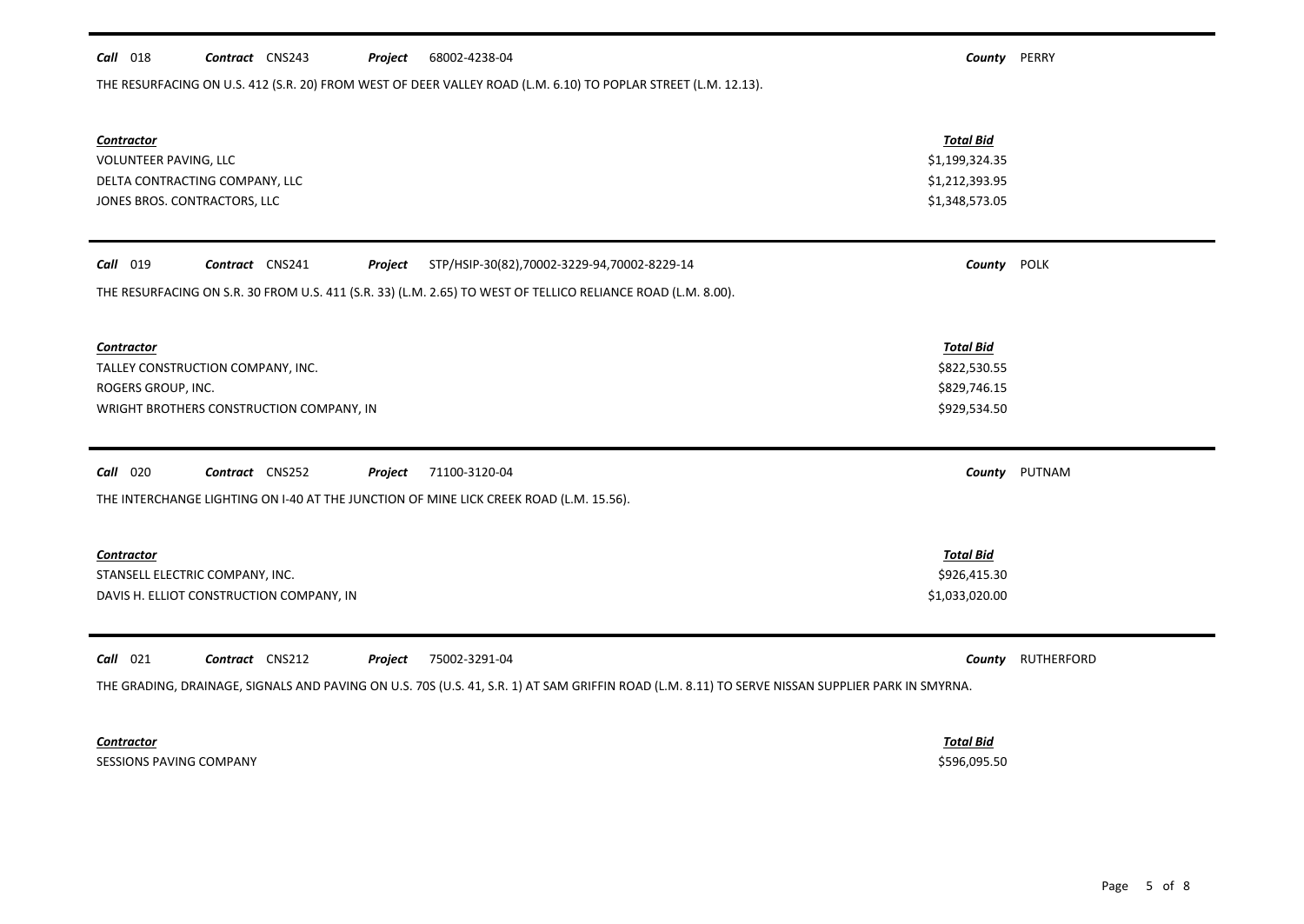**Call** 018 **Contract** CNS243 **Project** 68002-4238-04 **County** PERRY

THE RESURFACING ON U.S. 412 (S.R. 20) FROM WEST OF DEER VALLEY ROAD (L.M. 6.10) TO POPLAR STREET (L.M. 12.13).

| Contractor | Total Bid |
|---|---|
| VOLUNTEER PAVING, LLC | $1,199,324.35 |
| DELTA CONTRACTING COMPANY, LLC | $1,212,393.95 |
| JONES BROS. CONTRACTORS, LLC | $1,348,573.05 |

**Call** 019 **Contract** CNS241 **Project** STP/HSIP-30(82),70002-3229-94,70002-8229-14 **County** POLK

THE RESURFACING ON S.R. 30 FROM U.S. 411 (S.R. 33) (L.M. 2.65) TO WEST OF TELLICO RELIANCE ROAD (L.M. 8.00).

| Contractor | Total Bid |
|---|---|
| TALLEY CONSTRUCTION COMPANY, INC. | $822,530.55 |
| ROGERS GROUP, INC. | $829,746.15 |
| WRIGHT BROTHERS CONSTRUCTION COMPANY, IN | $929,534.50 |

**Call** 020 **Contract** CNS252 **Project** 71100-3120-04 **County** PUTNAM

THE INTERCHANGE LIGHTING ON I-40 AT THE JUNCTION OF MINE LICK CREEK ROAD (L.M. 15.56).

| Contractor | Total Bid |
|---|---|
| STANSELL ELECTRIC COMPANY, INC. | $926,415.30 |
| DAVIS H. ELLIOT CONSTRUCTION COMPANY, IN | $1,033,020.00 |

**Call** 021 **Contract** CNS212 **Project** 75002-3291-04 **County** RUTHERFORD

THE GRADING, DRAINAGE, SIGNALS AND PAVING ON U.S. 70S (U.S. 41, S.R. 1) AT SAM GRIFFIN ROAD (L.M. 8.11) TO SERVE NISSAN SUPPLIER PARK IN SMYRNA.

| Contractor | Total Bid |
|---|---|
| SESSIONS PAVING COMPANY | $596,095.50 |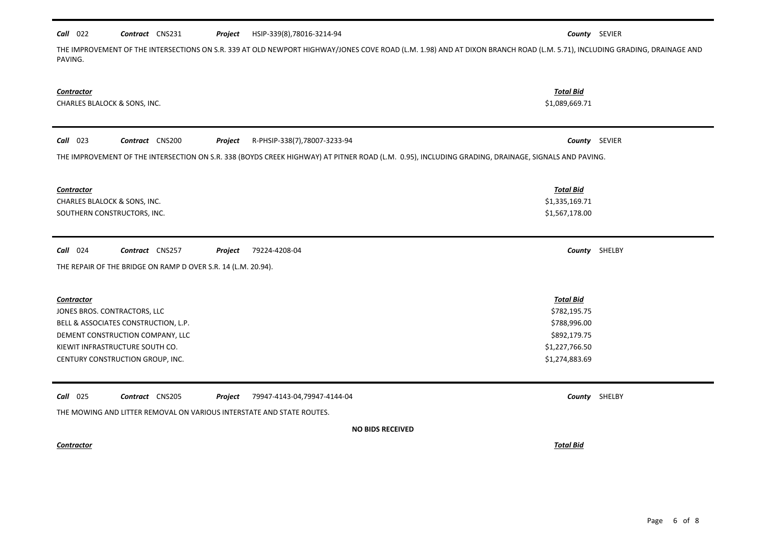**Call** 022 **Contract** CNS231 **Project** HSIP-339(8),78016-3214-94 **County** SEVIER

THE IMPROVEMENT OF THE INTERSECTIONS ON S.R. 339 AT OLD NEWPORT HIGHWAY/JONES COVE ROAD (L.M. 1.98) AND AT DIXON BRANCH ROAD (L.M. 5.71), INCLUDING GRADING, DRAINAGE AND PAVING.

| *Contractor* | *Total Bid* |
|---|---|
| CHARLES BLALOCK & SONS, INC. | $1,089,669.71 |

---

**Call** 023 **Contract** CNS200 **Project** R-PHSIP-338(7),78007-3233-94 **County** SEVIER

THE IMPROVEMENT OF THE INTERSECTION ON S.R. 338 (BOYDS CREEK HIGHWAY) AT PITNER ROAD (L.M. 0.95), INCLUDING GRADING, DRAINAGE, SIGNALS AND PAVING.

| *Contractor* | *Total Bid* |
|---|---|
| CHARLES BLALOCK & SONS, INC. | $1,335,169.71 |
| SOUTHERN CONSTRUCTORS, INC. | $1,567,178.00 |

---

**Call** 024 **Contract** CNS257 **Project** 79224-4208-04 **County** SHELBY

THE REPAIR OF THE BRIDGE ON RAMP D OVER S.R. 14 (L.M. 20.94).

| *Contractor* | *Total Bid* |
|---|---|
| JONES BROS. CONTRACTORS, LLC | $782,195.75 |
| BELL & ASSOCIATES CONSTRUCTION, L.P. | $788,996.00 |
| DEMENT CONSTRUCTION COMPANY, LLC | $892,179.75 |
| KIEWIT INFRASTRUCTURE SOUTH CO. | $1,227,766.50 |
| CENTURY CONSTRUCTION GROUP, INC. | $1,274,883.69 |

---

**Call** 025 **Contract** CNS205 **Project** 79947-4143-04,79947-4144-04 **County** SHELBY

THE MOWING AND LITTER REMOVAL ON VARIOUS INTERSTATE AND STATE ROUTES.

**NO BIDS RECEIVED**

| *Contractor* | *Total Bid* |
|---|---|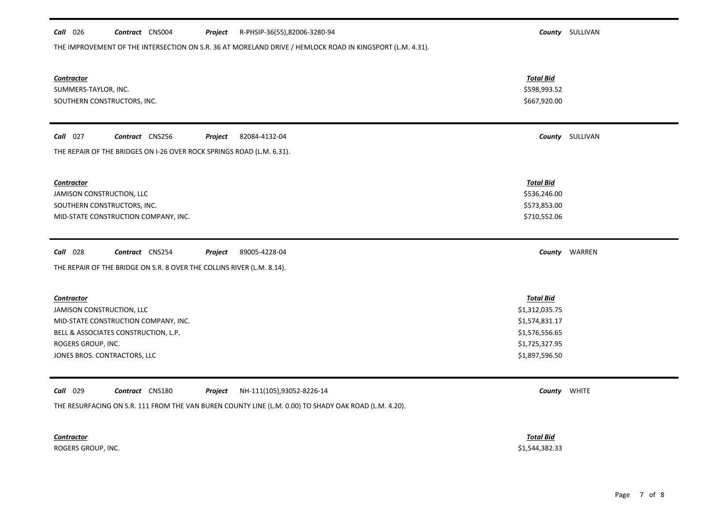**Call** 026 **Contract** CNS004 **Project** R-PHSIP-36(55),82006-3280-94 **County** SULLIVAN

THE IMPROVEMENT OF THE INTERSECTION ON S.R. 36 AT MORELAND DRIVE / HEMLOCK ROAD IN KINGSPORT (L.M. 4.31).

| Contractor | Total Bid |
|---|---|
| SUMMERS-TAYLOR, INC. | $598,993.52 |
| SOUTHERN CONSTRUCTORS, INC. | $667,920.00 |

---

**Call** 027 **Contract** CNS256 **Project** 82084-4132-04 **County** SULLIVAN

THE REPAIR OF THE BRIDGES ON I-26 OVER ROCK SPRINGS ROAD (L.M. 6.31).

| Contractor | Total Bid |
|---|---|
| JAMISON CONSTRUCTION, LLC | $536,246.00 |
| SOUTHERN CONSTRUCTORS, INC. | $573,853.00 |
| MID-STATE CONSTRUCTION COMPANY, INC. | $710,552.06 |

---

**Call** 028 **Contract** CNS254 **Project** 89005-4228-04 **County** WARREN

THE REPAIR OF THE BRIDGE ON S.R. 8 OVER THE COLLINS RIVER (L.M. 8.14).

| Contractor | Total Bid |
|---|---|
| JAMISON CONSTRUCTION, LLC | $1,312,035.75 |
| MID-STATE CONSTRUCTION COMPANY, INC. | $1,574,831.17 |
| BELL & ASSOCIATES CONSTRUCTION, L.P. | $1,576,556.65 |
| ROGERS GROUP, INC. | $1,725,327.95 |
| JONES BROS. CONTRACTORS, LLC | $1,897,596.50 |

---

**Call** 029 **Contract** CNS180 **Project** NH-111(105),93052-8226-14 **County** WHITE

THE RESURFACING ON S.R. 111 FROM THE VAN BUREN COUNTY LINE (L.M. 0.00) TO SHADY OAK ROAD (L.M. 4.20).

| Contractor | Total Bid |
|---|---|
| ROGERS GROUP, INC. | $1,544,382.33 |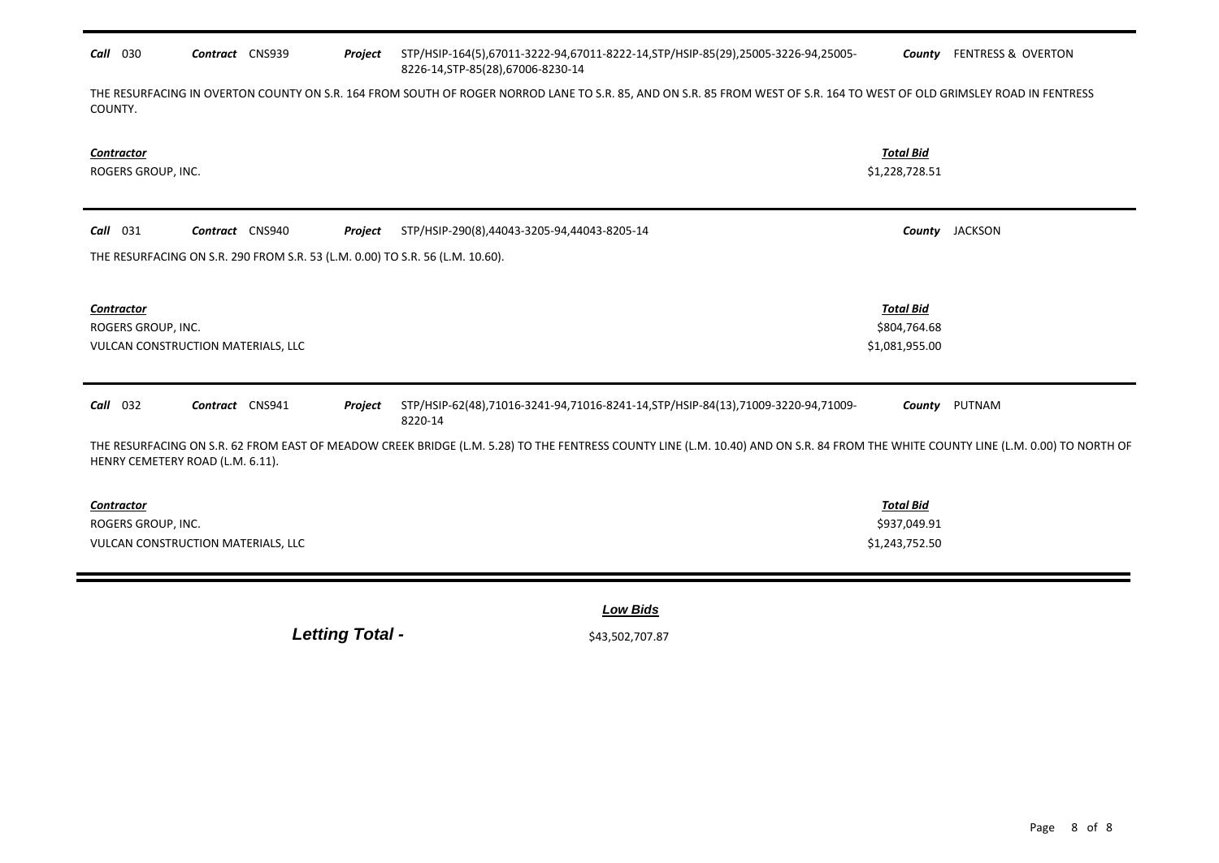**Call** 030 **Contract** CNS939 **Project** STP/HSIP-164(5),67011-3222-94,67011-8222-14,STP/HSIP-85(29),25005-3226-94,25005-8226-14,STP-85(28),67006-8230-14 **County** FENTRESS & OVERTON

THE RESURFACING IN OVERTON COUNTY ON S.R. 164 FROM SOUTH OF ROGER NORROD LANE TO S.R. 85, AND ON S.R. 85 FROM WEST OF S.R. 164 TO WEST OF OLD GRIMSLEY ROAD IN FENTRESS COUNTY.

| Contractor | Total Bid |
|---|---|
| ROGERS GROUP, INC. | $1,228,728.51 |

**Call** 031 **Contract** CNS940 **Project** STP/HSIP-290(8),44043-3205-94,44043-8205-14 **County** JACKSON

THE RESURFACING ON S.R. 290 FROM S.R. 53 (L.M. 0.00) TO S.R. 56 (L.M. 10.60).

| Contractor | Total Bid |
|---|---|
| ROGERS GROUP, INC. | $804,764.68 |
| VULCAN CONSTRUCTION MATERIALS, LLC | $1,081,955.00 |

**Call** 032 **Contract** CNS941 **Project** STP/HSIP-62(48),71016-3241-94,71016-8241-14,STP/HSIP-84(13),71009-3220-94,71009-8220-14 **County** PUTNAM

THE RESURFACING ON S.R. 62 FROM EAST OF MEADOW CREEK BRIDGE (L.M. 5.28) TO THE FENTRESS COUNTY LINE (L.M. 10.40) AND ON S.R. 84 FROM THE WHITE COUNTY LINE (L.M. 0.00) TO NORTH OF HENRY CEMETERY ROAD (L.M. 6.11).

| Contractor | Total Bid |
|---|---|
| ROGERS GROUP, INC. | $937,049.91 |
| VULCAN CONSTRUCTION MATERIALS, LLC | $1,243,752.50 |

***Low Bids***

***Letting Total -*** $43,502,707.87